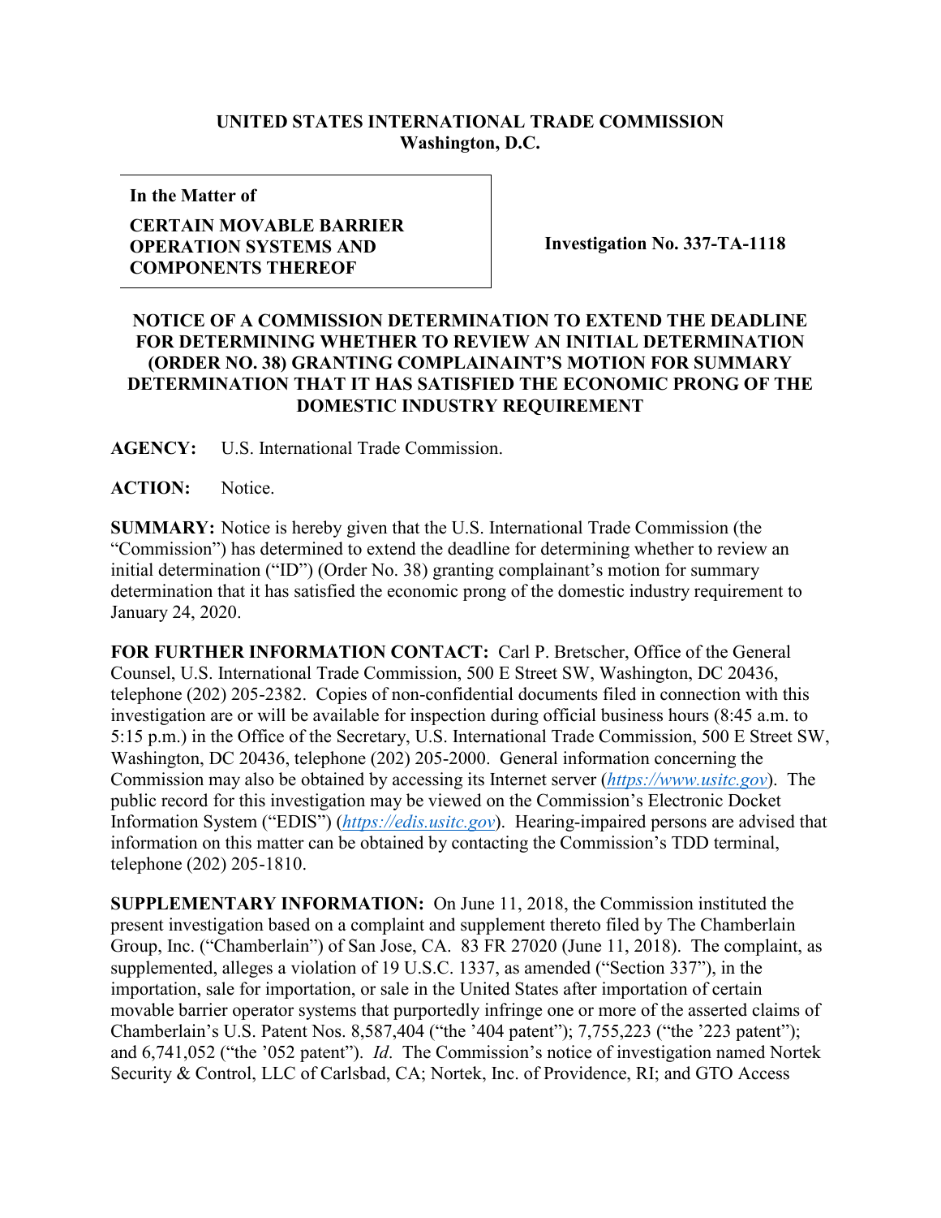**UNITED STATES INTERNATIONAL TRADE COMMISSION**
**Washington, D.C.**

| In the Matter of<br><br>**CERTAIN MOVABLE BARRIER OPERATION SYSTEMS AND COMPONENTS THEREOF** | **Investigation No. 337-TA-1118** |
|---|---|

**NOTICE OF A COMMISSION DETERMINATION TO EXTEND THE DEADLINE FOR DETERMINING WHETHER TO REVIEW AN INITIAL DETERMINATION (ORDER NO. 38) GRANTING COMPLAINANT'S MOTION FOR SUMMARY DETERMINATION THAT IT HAS SATISFIED THE ECONOMIC PRONG OF THE DOMESTIC INDUSTRY REQUIREMENT**

**AGENCY:** U.S. International Trade Commission.

**ACTION:** Notice.

**SUMMARY:** Notice is hereby given that the U.S. International Trade Commission (the "Commission") has determined to extend the deadline for determining whether to review an initial determination ("ID") (Order No. 38) granting complainant's motion for summary determination that it has satisfied the economic prong of the domestic industry requirement to January 24, 2020.

**FOR FURTHER INFORMATION CONTACT:** Carl P. Bretscher, Office of the General Counsel, U.S. International Trade Commission, 500 E Street SW, Washington, DC 20436, telephone (202) 205-2382. Copies of non-confidential documents filed in connection with this investigation are or will be available for inspection during official business hours (8:45 a.m. to 5:15 p.m.) in the Office of the Secretary, U.S. International Trade Commission, 500 E Street SW, Washington, DC 20436, telephone (202) 205-2000. General information concerning the Commission may also be obtained by accessing its Internet server (*https://www.usitc.gov*). The public record for this investigation may be viewed on the Commission's Electronic Docket Information System ("EDIS") (*https://edis.usitc.gov*). Hearing-impaired persons are advised that information on this matter can be obtained by contacting the Commission's TDD terminal, telephone (202) 205-1810.

**SUPPLEMENTARY INFORMATION:** On June 11, 2018, the Commission instituted the present investigation based on a complaint and supplement thereto filed by The Chamberlain Group, Inc. ("Chamberlain") of San Jose, CA. 83 FR 27020 (June 11, 2018). The complaint, as supplemented, alleges a violation of 19 U.S.C. 1337, as amended ("Section 337"), in the importation, sale for importation, or sale in the United States after importation of certain movable barrier operator systems that purportedly infringe one or more of the asserted claims of Chamberlain's U.S. Patent Nos. 8,587,404 ("the '404 patent"); 7,755,223 ("the '223 patent"); and 6,741,052 ("the '052 patent"). *Id*. The Commission's notice of investigation named Nortek Security & Control, LLC of Carlsbad, CA; Nortek, Inc. of Providence, RI; and GTO Access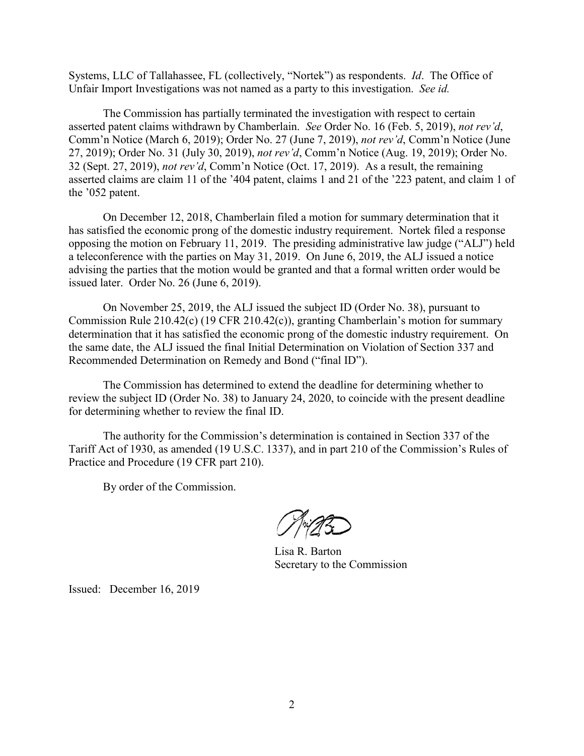Systems, LLC of Tallahassee, FL (collectively, "Nortek") as respondents. *Id*. The Office of Unfair Import Investigations was not named as a party to this investigation. *See id.*

The Commission has partially terminated the investigation with respect to certain asserted patent claims withdrawn by Chamberlain. *See* Order No. 16 (Feb. 5, 2019), *not rev'd*, Comm'n Notice (March 6, 2019); Order No. 27 (June 7, 2019), *not rev'd*, Comm'n Notice (June 27, 2019); Order No. 31 (July 30, 2019), *not rev'd*, Comm'n Notice (Aug. 19, 2019); Order No. 32 (Sept. 27, 2019), *not rev'd*, Comm'n Notice (Oct. 17, 2019). As a result, the remaining asserted claims are claim 11 of the '404 patent, claims 1 and 21 of the '223 patent, and claim 1 of the '052 patent.

On December 12, 2018, Chamberlain filed a motion for summary determination that it has satisfied the economic prong of the domestic industry requirement. Nortek filed a response opposing the motion on February 11, 2019. The presiding administrative law judge ("ALJ") held a teleconference with the parties on May 31, 2019. On June 6, 2019, the ALJ issued a notice advising the parties that the motion would be granted and that a formal written order would be issued later. Order No. 26 (June 6, 2019).

On November 25, 2019, the ALJ issued the subject ID (Order No. 38), pursuant to Commission Rule 210.42(c) (19 CFR 210.42(c)), granting Chamberlain's motion for summary determination that it has satisfied the economic prong of the domestic industry requirement. On the same date, the ALJ issued the final Initial Determination on Violation of Section 337 and Recommended Determination on Remedy and Bond ("final ID").

The Commission has determined to extend the deadline for determining whether to review the subject ID (Order No. 38) to January 24, 2020, to coincide with the present deadline for determining whether to review the final ID.

The authority for the Commission's determination is contained in Section 337 of the Tariff Act of 1930, as amended (19 U.S.C. 1337), and in part 210 of the Commission's Rules of Practice and Procedure (19 CFR part 210).

By order of the Commission.

Lisa R. Barton
Secretary to the Commission

Issued: December 16, 2019